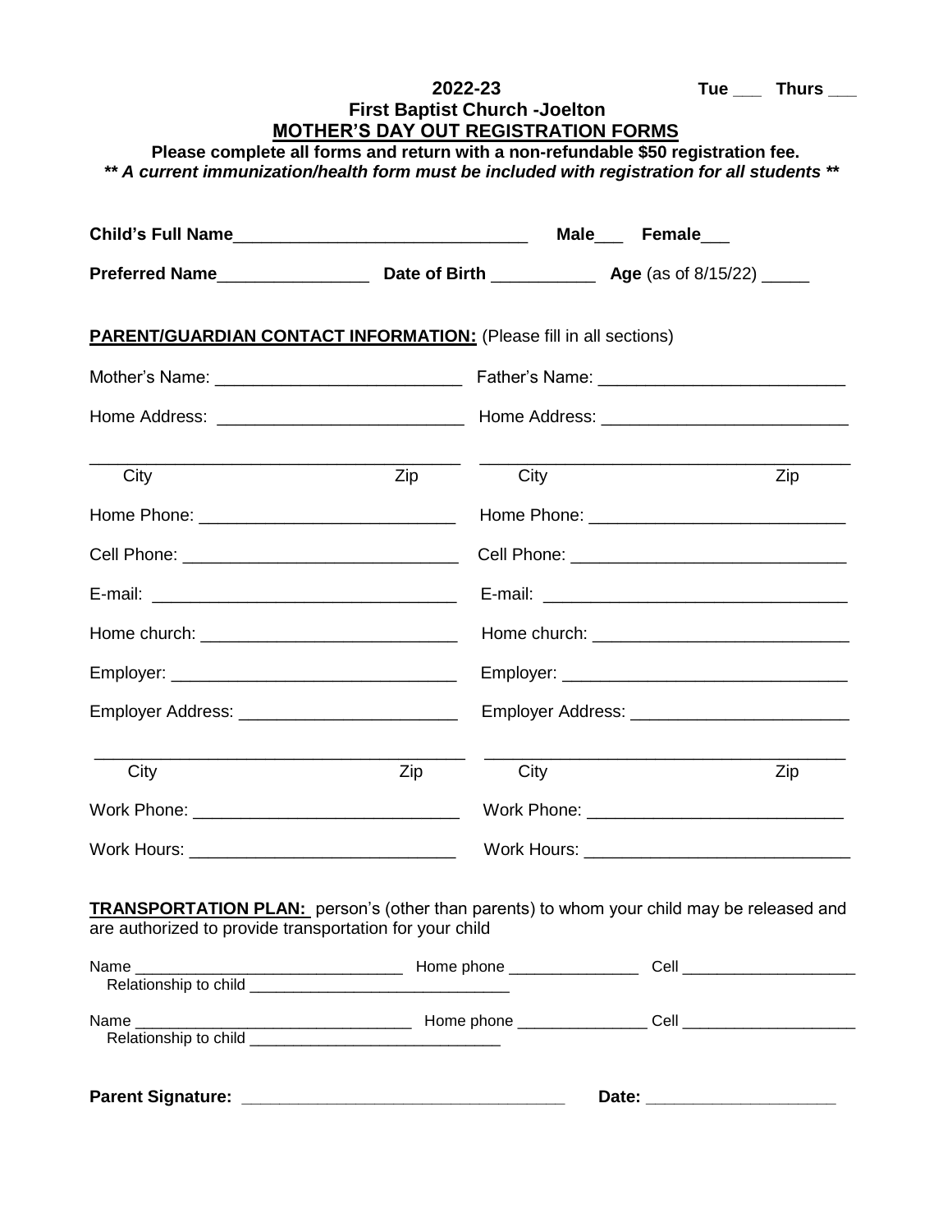**2022-23** **Tue \_\_\_ Thurs \_\_\_**

**First Baptist Church -Joelton**

**MOTHER'S DAY OUT REGISTRATION FORMS**

**Please complete all forms and return with a non-refundable $50 registration fee.**

***\*\* A current immunization/health form must be included with registration for all students \*\****

**Child's Full Name**\_\_\_\_\_\_\_\_\_\_\_\_\_\_\_\_\_\_\_\_\_\_\_\_\_\_\_\_\_\_ **Male**\_\_\_ **Female**\_\_\_

**Preferred Name**\_\_\_\_\_\_\_\_\_\_\_\_\_\_\_\_ **Date of Birth** \_\_\_\_\_\_\_\_\_\_\_ **Age** (as of 8/15/22) \_\_\_\_\_

**PARENT/GUARDIAN CONTACT INFORMATION:** (Please fill in all sections)

Mother's Name: \_\_\_\_\_\_\_\_\_\_\_\_\_\_\_\_\_\_\_\_\_\_\_\_\_\_

Home Address: \_\_\_\_\_\_\_\_\_\_\_\_\_\_\_\_\_\_\_\_\_\_\_\_\_\_

\_\_\_\_\_\_\_\_\_\_\_\_\_\_\_\_\_\_\_\_\_\_\_\_\_\_\_\_\_\_\_\_\_\_\_\_\_\_

City Zip

Home Phone: \_\_\_\_\_\_\_\_\_\_\_\_\_\_\_\_\_\_\_\_\_\_\_\_\_\_\_

Cell Phone: \_\_\_\_\_\_\_\_\_\_\_\_\_\_\_\_\_\_\_\_\_\_\_\_\_\_\_\_\_

E-mail: \_\_\_\_\_\_\_\_\_\_\_\_\_\_\_\_\_\_\_\_\_\_\_\_\_\_\_\_\_\_\_\_

Home church: \_\_\_\_\_\_\_\_\_\_\_\_\_\_\_\_\_\_\_\_\_\_\_\_\_\_\_

Employer: \_\_\_\_\_\_\_\_\_\_\_\_\_\_\_\_\_\_\_\_\_\_\_\_\_\_\_\_\_\_

Employer Address: \_\_\_\_\_\_\_\_\_\_\_\_\_\_\_\_\_\_\_\_\_\_\_

\_\_\_\_\_\_\_\_\_\_\_\_\_\_\_\_\_\_\_\_\_\_\_\_\_\_\_\_\_\_\_\_\_\_\_\_\_\_

City Zip

Work Phone: \_\_\_\_\_\_\_\_\_\_\_\_\_\_\_\_\_\_\_\_\_\_\_\_\_\_\_\_

Work Hours: \_\_\_\_\_\_\_\_\_\_\_\_\_\_\_\_\_\_\_\_\_\_\_\_\_\_\_\_

Father's Name: \_\_\_\_\_\_\_\_\_\_\_\_\_\_\_\_\_\_\_\_\_\_\_\_\_\_

Home Address: \_\_\_\_\_\_\_\_\_\_\_\_\_\_\_\_\_\_\_\_\_\_\_\_\_\_

\_\_\_\_\_\_\_\_\_\_\_\_\_\_\_\_\_\_\_\_\_\_\_\_\_\_\_\_\_\_\_\_\_\_\_\_\_\_

City Zip

Home Phone: \_\_\_\_\_\_\_\_\_\_\_\_\_\_\_\_\_\_\_\_\_\_\_\_\_\_\_

Cell Phone: \_\_\_\_\_\_\_\_\_\_\_\_\_\_\_\_\_\_\_\_\_\_\_\_\_\_\_\_\_

E-mail: \_\_\_\_\_\_\_\_\_\_\_\_\_\_\_\_\_\_\_\_\_\_\_\_\_\_\_\_\_\_\_\_

Home church: \_\_\_\_\_\_\_\_\_\_\_\_\_\_\_\_\_\_\_\_\_\_\_\_\_\_\_

Employer: \_\_\_\_\_\_\_\_\_\_\_\_\_\_\_\_\_\_\_\_\_\_\_\_\_\_\_\_\_\_

Employer Address: \_\_\_\_\_\_\_\_\_\_\_\_\_\_\_\_\_\_\_\_\_\_\_

\_\_\_\_\_\_\_\_\_\_\_\_\_\_\_\_\_\_\_\_\_\_\_\_\_\_\_\_\_\_\_\_\_\_\_\_\_\_

City Zip

Work Phone: \_\_\_\_\_\_\_\_\_\_\_\_\_\_\_\_\_\_\_\_\_\_\_\_\_\_\_

Work Hours: \_\_\_\_\_\_\_\_\_\_\_\_\_\_\_\_\_\_\_\_\_\_\_\_\_\_\_\_

**TRANSPORTATION PLAN:** person's (other than parents) to whom your child may be released and are authorized to provide transportation for your child

Name \_\_\_\_\_\_\_\_\_\_\_\_\_\_\_\_\_\_\_\_\_\_\_\_\_\_\_\_\_\_\_ Home phone \_\_\_\_\_\_\_\_\_\_\_\_\_\_\_ Cell \_\_\_\_\_\_\_\_\_\_\_\_\_\_\_\_\_\_\_\_

Relationship to child \_\_\_\_\_\_\_\_\_\_\_\_\_\_\_\_\_\_\_\_\_\_\_\_\_\_\_\_\_\_

Name \_\_\_\_\_\_\_\_\_\_\_\_\_\_\_\_\_\_\_\_\_\_\_\_\_\_\_\_\_\_\_\_ Home phone \_\_\_\_\_\_\_\_\_\_\_\_\_\_\_ Cell \_\_\_\_\_\_\_\_\_\_\_\_\_\_\_\_\_\_\_\_

Relationship to child \_\_\_\_\_\_\_\_\_\_\_\_\_\_\_\_\_\_\_\_\_\_\_\_\_\_\_\_\_

**Parent Signature: \_\_\_\_\_\_\_\_\_\_\_\_\_\_\_\_\_\_\_\_\_\_\_\_\_\_\_\_\_\_\_\_\_\_\_** **Date: \_\_\_\_\_\_\_\_\_\_\_\_\_\_\_\_\_\_\_\_**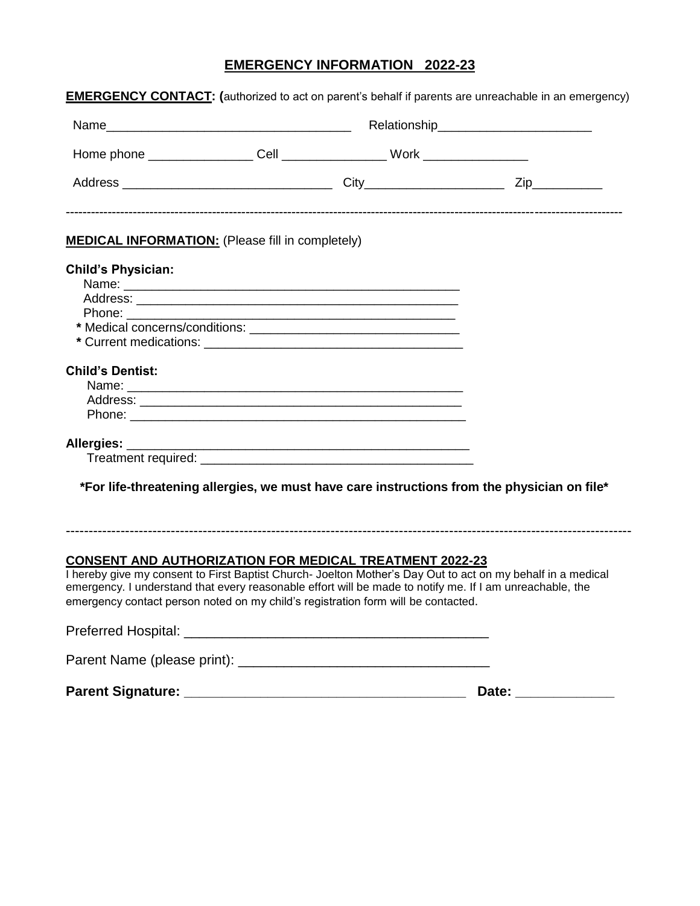# EMERGENCY INFORMATION 2022-23

**EMERGENCY CONTACT: (**authorized to act on parent's behalf if parents are unreachable in an emergency)

Name___________________________________ Relationship_____________________

Home phone _______________ Cell _______________ Work _______________

Address ______________________________ City____________________ Zip__________

---

**MEDICAL INFORMATION:** (Please fill in completely)

**Child's Physician:**

Name: _______________________________________________

Address: _____________________________________________

Phone: ______________________________________________

**\*** Medical concerns/conditions: ______________________________

**\*** Current medications: _____________________________________

**Child's Dentist:**

Name: _______________________________________________

Address: _____________________________________________

Phone: ______________________________________________

**Allergies:** _________________________________________________

Treatment required: _______________________________________

**\*For life-threatening allergies, we must have care instructions from the physician on file\***

---

**CONSENT AND AUTHORIZATION FOR MEDICAL TREATMENT 2022-23**

I hereby give my consent to First Baptist Church- Joelton Mother's Day Out to act on my behalf in a medical emergency. I understand that every reasonable effort will be made to notify me. If I am unreachable, the emergency contact person noted on my child's registration form will be contacted.

Preferred Hospital: ________________________________________

Parent Name (please print): _________________________________

**Parent Signature:** _____________________________________ **Date:** _____________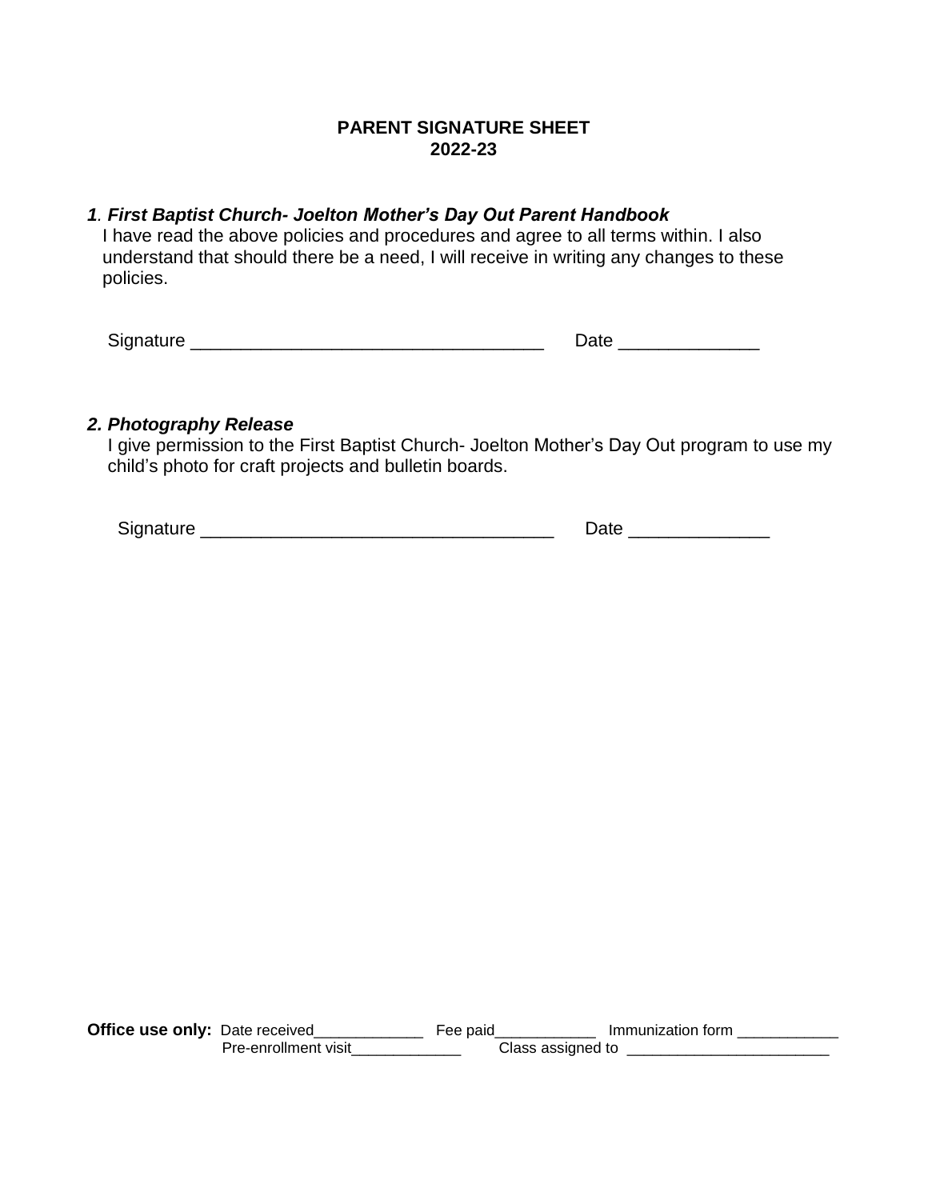# PARENT SIGNATURE SHEET
# 2022-23

***1. First Baptist Church- Joelton Mother's Day Out Parent Handbook***

I have read the above policies and procedures and agree to all terms within. I also understand that should there be a need, I will receive in writing any changes to these policies.

Signature ___________________________________ Date ______________

***2. Photography Release***

I give permission to the First Baptist Church- Joelton Mother's Day Out program to use my child's photo for craft projects and bulletin boards.

Signature ___________________________________ Date ______________

**Office use only:** Date received_____________ Fee paid____________ Immunization form ____________
Pre-enrollment visit_____________ Class assigned to ________________________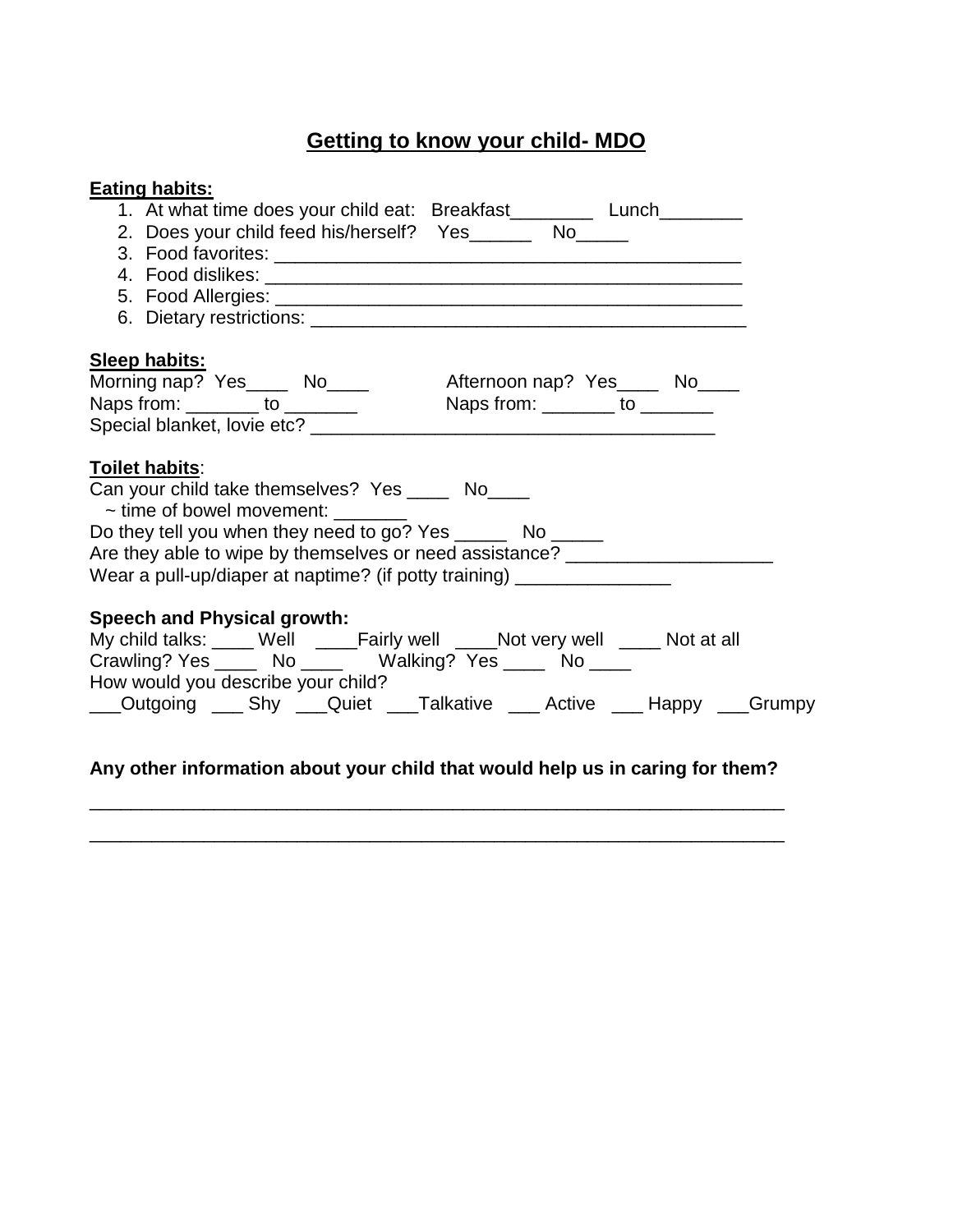# Getting to know your child- MDO

**Eating habits:**

1. At what time does your child eat: Breakfast________ Lunch________
2. Does your child feed his/herself? Yes______ No_____
3. Food favorites: ____________________________________________
4. Food dislikes: _____________________________________________
5. Food Allergies: ____________________________________________
6. Dietary restrictions: _________________________________________

**Sleep habits:**

Morning nap? Yes____ No____ Afternoon nap? Yes____ No____

Naps from: _______ to _______ Naps from: _______ to _______

Special blanket, lovie etc? _______________________________________

**Toilet habits**:

Can your child take themselves? Yes ____ No____

~ time of bowel movement: _______

Do they tell you when they need to go? Yes _____ No _____

Are they able to wipe by themselves or need assistance? ___________________

Wear a pull-up/diaper at naptime? (if potty training) ______________

**Speech and Physical growth:**

My child talks: ____ Well ____Fairly well ____Not very well ____ Not at all

Crawling? Yes ____ No ____ Walking? Yes ____ No ____

How would you describe your child?

___Outgoing ___ Shy ___Quiet ___Talkative ___ Active ___ Happy ___Grumpy

**Any other information about your child that would help us in caring for them?**

_________________________________________________________________

_________________________________________________________________